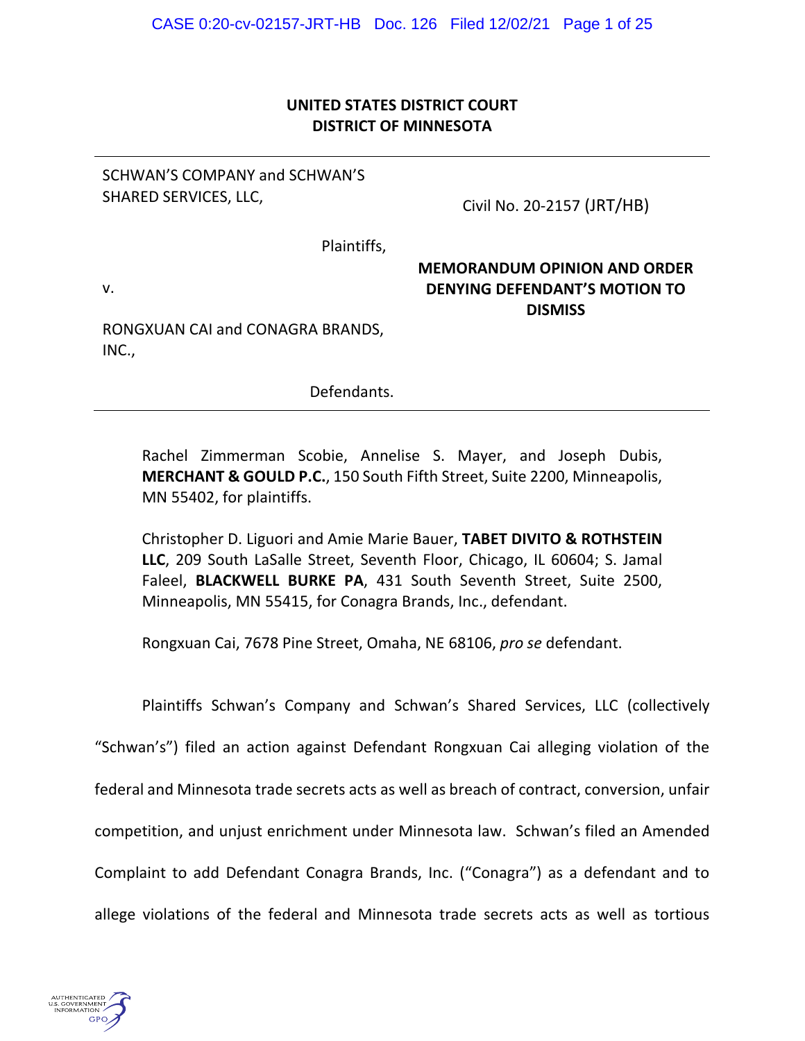**UNITED STATES DISTRICT COURT**
**DISTRICT OF MINNESOTA**

---

SCHWAN'S COMPANY and SCHWAN'S SHARED SERVICES, LLC,

Plaintiffs,

v.

RONGXUAN CAI and CONAGRA BRANDS, INC.,

Defendants.

Civil No. 20-2157 (JRT/HB)

**MEMORANDUM OPINION AND ORDER DENYING DEFENDANT'S MOTION TO DISMISS**

---

Rachel Zimmerman Scobie, Annelise S. Mayer, and Joseph Dubis, **MERCHANT & GOULD P.C.**, 150 South Fifth Street, Suite 2200, Minneapolis, MN 55402, for plaintiffs.

Christopher D. Liguori and Amie Marie Bauer, **TABET DIVITO & ROTHSTEIN LLC**, 209 South LaSalle Street, Seventh Floor, Chicago, IL 60604; S. Jamal Faleel, **BLACKWELL BURKE PA**, 431 South Seventh Street, Suite 2500, Minneapolis, MN 55415, for Conagra Brands, Inc., defendant.

Rongxuan Cai, 7678 Pine Street, Omaha, NE 68106, *pro se* defendant.

Plaintiffs Schwan's Company and Schwan's Shared Services, LLC (collectively "Schwan's") filed an action against Defendant Rongxuan Cai alleging violation of the federal and Minnesota trade secrets acts as well as breach of contract, conversion, unfair competition, and unjust enrichment under Minnesota law. Schwan's filed an Amended Complaint to add Defendant Conagra Brands, Inc. ("Conagra") as a defendant and to allege violations of the federal and Minnesota trade secrets acts as well as tortious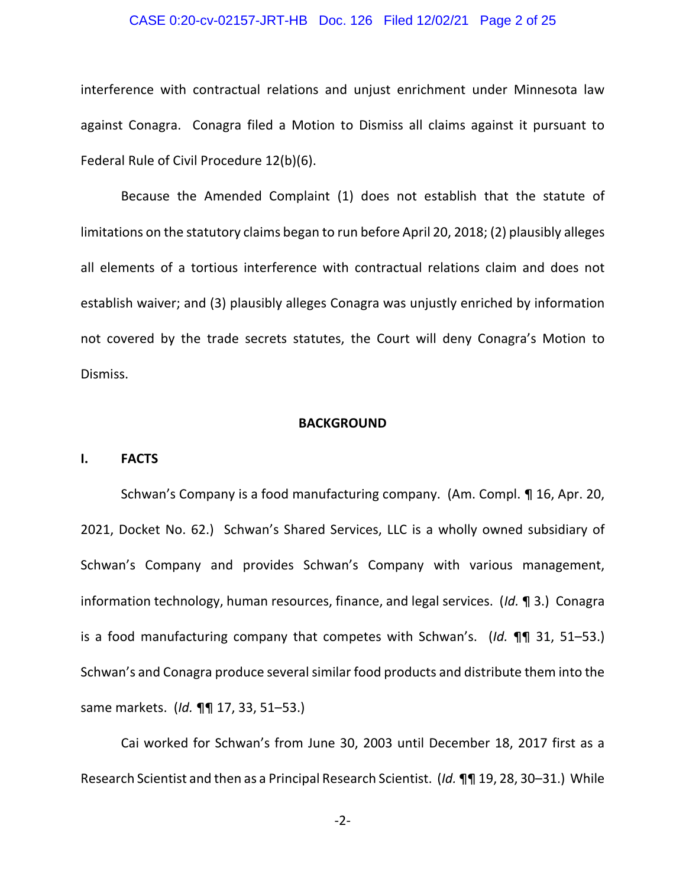interference with contractual relations and unjust enrichment under Minnesota law against Conagra. Conagra filed a Motion to Dismiss all claims against it pursuant to Federal Rule of Civil Procedure 12(b)(6).

Because the Amended Complaint (1) does not establish that the statute of limitations on the statutory claims began to run before April 20, 2018; (2) plausibly alleges all elements of a tortious interference with contractual relations claim and does not establish waiver; and (3) plausibly alleges Conagra was unjustly enriched by information not covered by the trade secrets statutes, the Court will deny Conagra's Motion to Dismiss.

## BACKGROUND

### I. FACTS

Schwan's Company is a food manufacturing company. (Am. Compl. ¶ 16, Apr. 20, 2021, Docket No. 62.) Schwan's Shared Services, LLC is a wholly owned subsidiary of Schwan's Company and provides Schwan's Company with various management, information technology, human resources, finance, and legal services. (*Id.* ¶ 3.) Conagra is a food manufacturing company that competes with Schwan's. (*Id.* ¶¶ 31, 51–53.) Schwan's and Conagra produce several similar food products and distribute them into the same markets. (*Id.* ¶¶ 17, 33, 51–53.)

Cai worked for Schwan's from June 30, 2003 until December 18, 2017 first as a Research Scientist and then as a Principal Research Scientist. (*Id.* ¶¶ 19, 28, 30–31.) While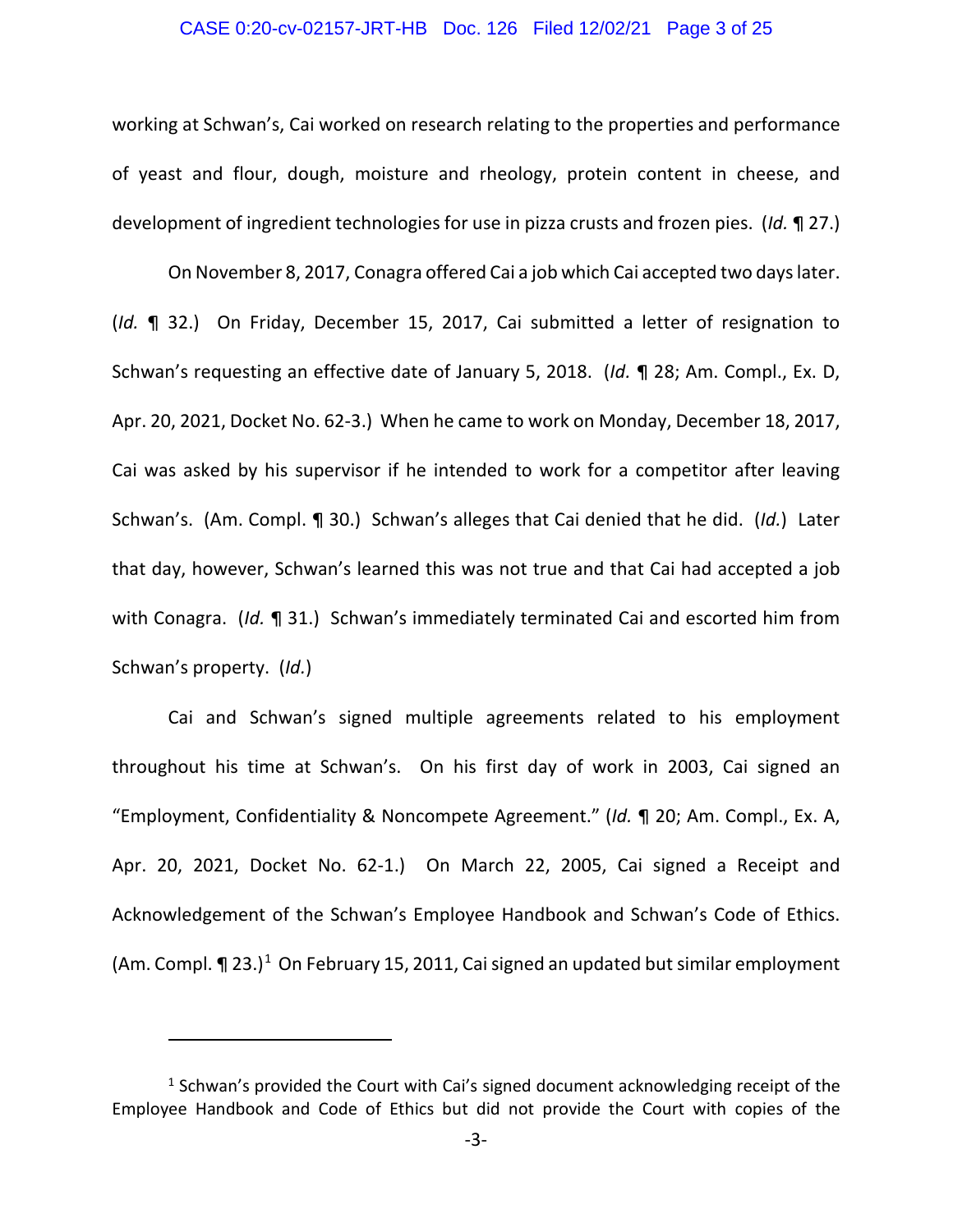working at Schwan's, Cai worked on research relating to the properties and performance of yeast and flour, dough, moisture and rheology, protein content in cheese, and development of ingredient technologies for use in pizza crusts and frozen pies. (*Id.* ¶ 27.)

On November 8, 2017, Conagra offered Cai a job which Cai accepted two days later. (*Id.* ¶ 32.) On Friday, December 15, 2017, Cai submitted a letter of resignation to Schwan's requesting an effective date of January 5, 2018. (*Id.* ¶ 28; Am. Compl., Ex. D, Apr. 20, 2021, Docket No. 62-3.) When he came to work on Monday, December 18, 2017, Cai was asked by his supervisor if he intended to work for a competitor after leaving Schwan's. (Am. Compl. ¶ 30.) Schwan's alleges that Cai denied that he did. (*Id.*) Later that day, however, Schwan's learned this was not true and that Cai had accepted a job with Conagra. (*Id.* ¶ 31.) Schwan's immediately terminated Cai and escorted him from Schwan's property. (*Id.*)

Cai and Schwan's signed multiple agreements related to his employment throughout his time at Schwan's. On his first day of work in 2003, Cai signed an "Employment, Confidentiality & Noncompete Agreement." (*Id.* ¶ 20; Am. Compl., Ex. A, Apr. 20, 2021, Docket No. 62-1.) On March 22, 2005, Cai signed a Receipt and Acknowledgement of the Schwan's Employee Handbook and Schwan's Code of Ethics. (Am. Compl. ¶ 23.)[1] On February 15, 2011, Cai signed an updated but similar employment

---

[1] Schwan's provided the Court with Cai's signed document acknowledging receipt of the Employee Handbook and Code of Ethics but did not provide the Court with copies of the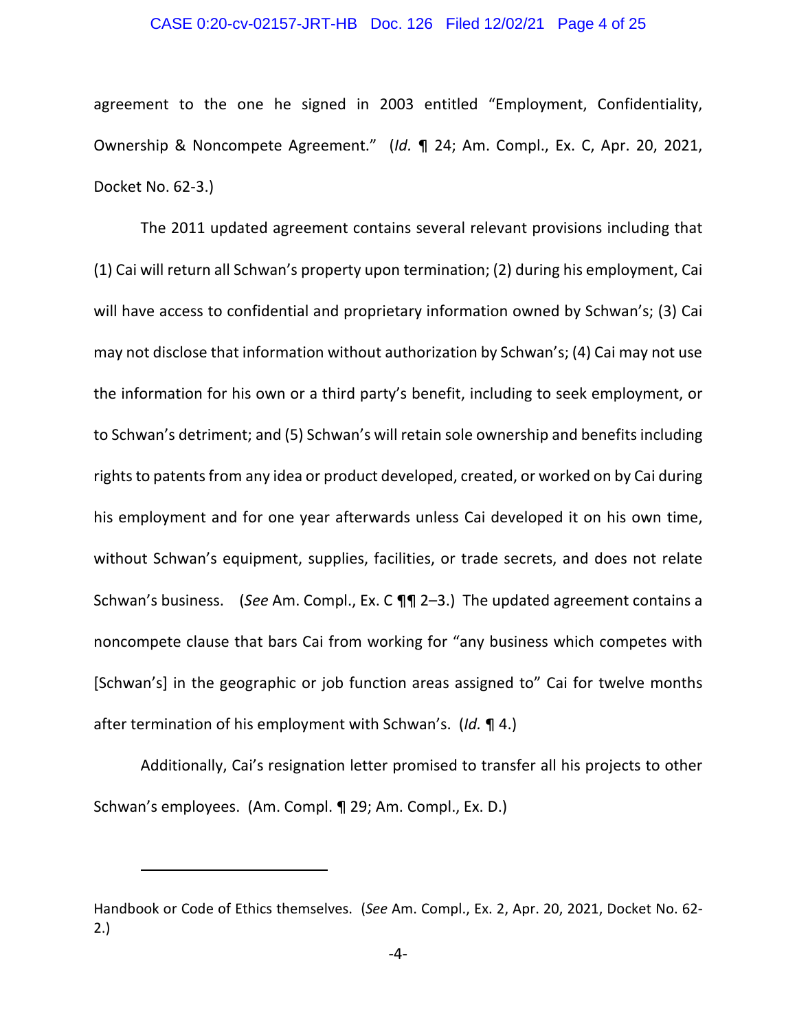agreement to the one he signed in 2003 entitled "Employment, Confidentiality, Ownership & Noncompete Agreement." (*Id.* ¶ 24; Am. Compl., Ex. C, Apr. 20, 2021, Docket No. 62-3.)

The 2011 updated agreement contains several relevant provisions including that (1) Cai will return all Schwan's property upon termination; (2) during his employment, Cai will have access to confidential and proprietary information owned by Schwan's; (3) Cai may not disclose that information without authorization by Schwan's; (4) Cai may not use the information for his own or a third party's benefit, including to seek employment, or to Schwan's detriment; and (5) Schwan's will retain sole ownership and benefits including rights to patents from any idea or product developed, created, or worked on by Cai during his employment and for one year afterwards unless Cai developed it on his own time, without Schwan's equipment, supplies, facilities, or trade secrets, and does not relate Schwan's business. (*See* Am. Compl., Ex. C ¶¶ 2–3.) The updated agreement contains a noncompete clause that bars Cai from working for "any business which competes with [Schwan's] in the geographic or job function areas assigned to" Cai for twelve months after termination of his employment with Schwan's. (*Id.* ¶ 4.)

Additionally, Cai's resignation letter promised to transfer all his projects to other Schwan's employees. (Am. Compl. ¶ 29; Am. Compl., Ex. D.)

---

Handbook or Code of Ethics themselves. (*See* Am. Compl., Ex. 2, Apr. 20, 2021, Docket No. 62-2.)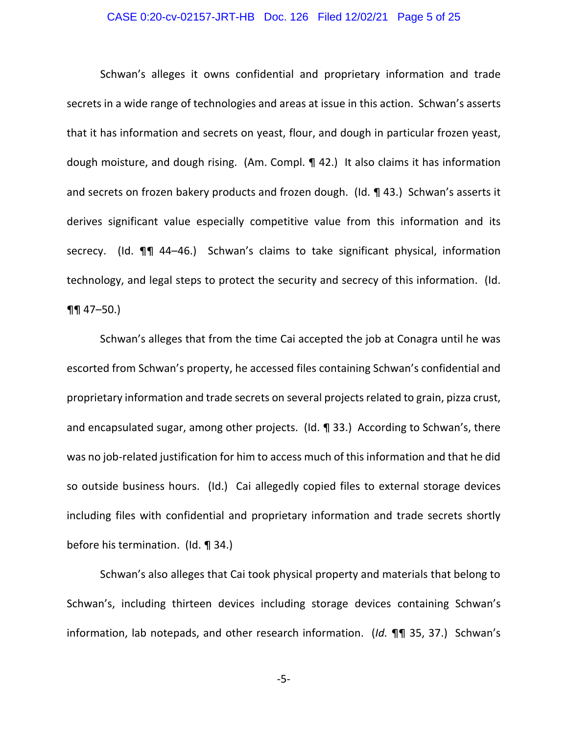Schwan's alleges it owns confidential and proprietary information and trade secrets in a wide range of technologies and areas at issue in this action. Schwan's asserts that it has information and secrets on yeast, flour, and dough in particular frozen yeast, dough moisture, and dough rising. (Am. Compl. ¶ 42.) It also claims it has information and secrets on frozen bakery products and frozen dough. (Id. ¶ 43.) Schwan's asserts it derives significant value especially competitive value from this information and its secrecy. (Id. ¶¶ 44–46.) Schwan's claims to take significant physical, information technology, and legal steps to protect the security and secrecy of this information. (Id. ¶¶ 47–50.)

Schwan's alleges that from the time Cai accepted the job at Conagra until he was escorted from Schwan's property, he accessed files containing Schwan's confidential and proprietary information and trade secrets on several projects related to grain, pizza crust, and encapsulated sugar, among other projects. (Id. ¶ 33.) According to Schwan's, there was no job-related justification for him to access much of this information and that he did so outside business hours. (Id.) Cai allegedly copied files to external storage devices including files with confidential and proprietary information and trade secrets shortly before his termination. (Id. ¶ 34.)

Schwan's also alleges that Cai took physical property and materials that belong to Schwan's, including thirteen devices including storage devices containing Schwan's information, lab notepads, and other research information. (*Id.* ¶¶ 35, 37.) Schwan's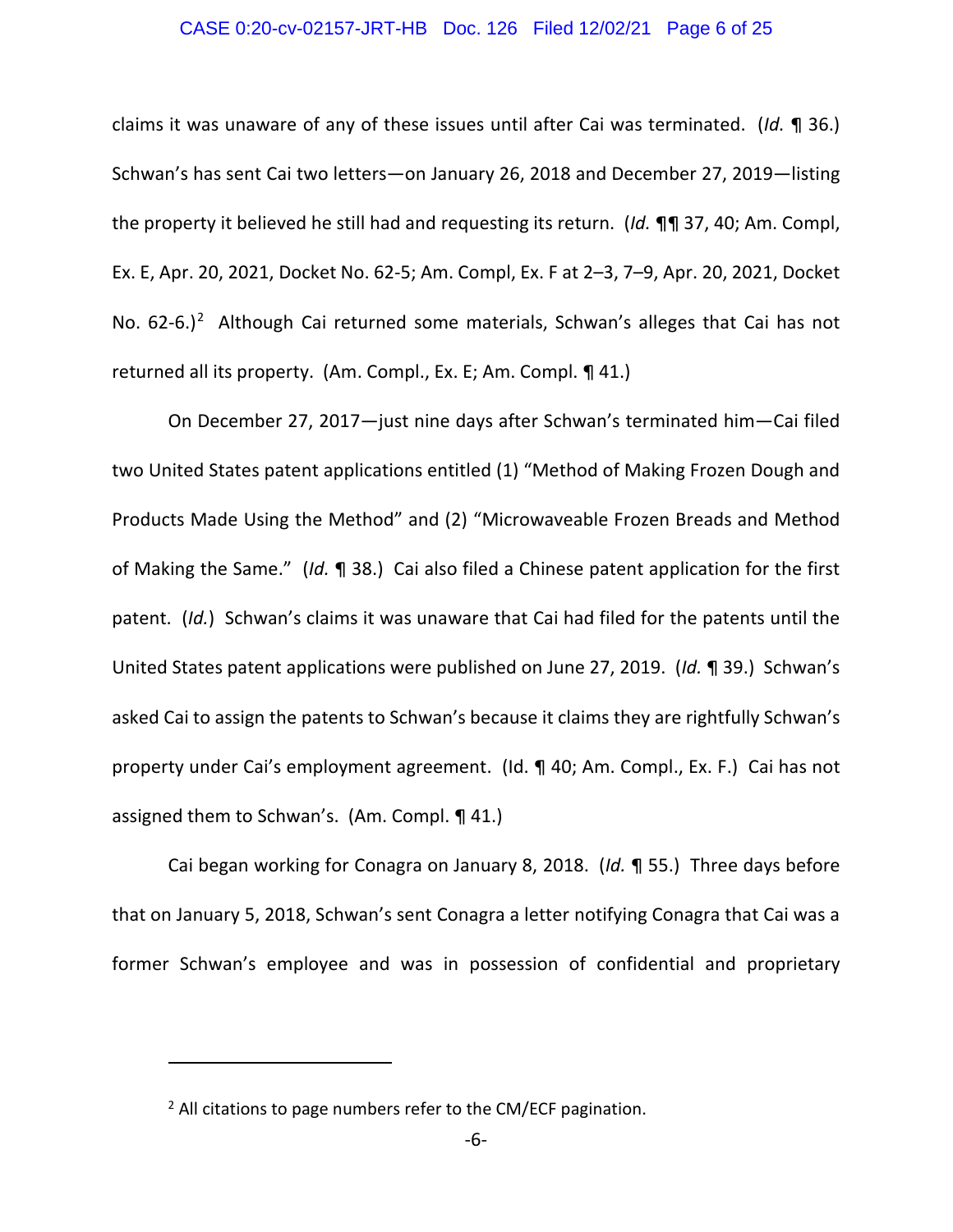claims it was unaware of any of these issues until after Cai was terminated. (*Id.* ¶ 36.) Schwan's has sent Cai two letters—on January 26, 2018 and December 27, 2019—listing the property it believed he still had and requesting its return. (*Id.* ¶¶ 37, 40; Am. Compl, Ex. E, Apr. 20, 2021, Docket No. 62-5; Am. Compl, Ex. F at 2–3, 7–9, Apr. 20, 2021, Docket No. 62-6.)[2] Although Cai returned some materials, Schwan's alleges that Cai has not returned all its property. (Am. Compl., Ex. E; Am. Compl. ¶ 41.)

On December 27, 2017—just nine days after Schwan's terminated him—Cai filed two United States patent applications entitled (1) "Method of Making Frozen Dough and Products Made Using the Method" and (2) "Microwaveable Frozen Breads and Method of Making the Same." (*Id.* ¶ 38.) Cai also filed a Chinese patent application for the first patent. (*Id.*) Schwan's claims it was unaware that Cai had filed for the patents until the United States patent applications were published on June 27, 2019. (*Id.* ¶ 39.) Schwan's asked Cai to assign the patents to Schwan's because it claims they are rightfully Schwan's property under Cai's employment agreement. (Id. ¶ 40; Am. Compl., Ex. F.) Cai has not assigned them to Schwan's. (Am. Compl. ¶ 41.)

Cai began working for Conagra on January 8, 2018. (*Id.* ¶ 55.) Three days before that on January 5, 2018, Schwan's sent Conagra a letter notifying Conagra that Cai was a former Schwan's employee and was in possession of confidential and proprietary

---

[2] All citations to page numbers refer to the CM/ECF pagination.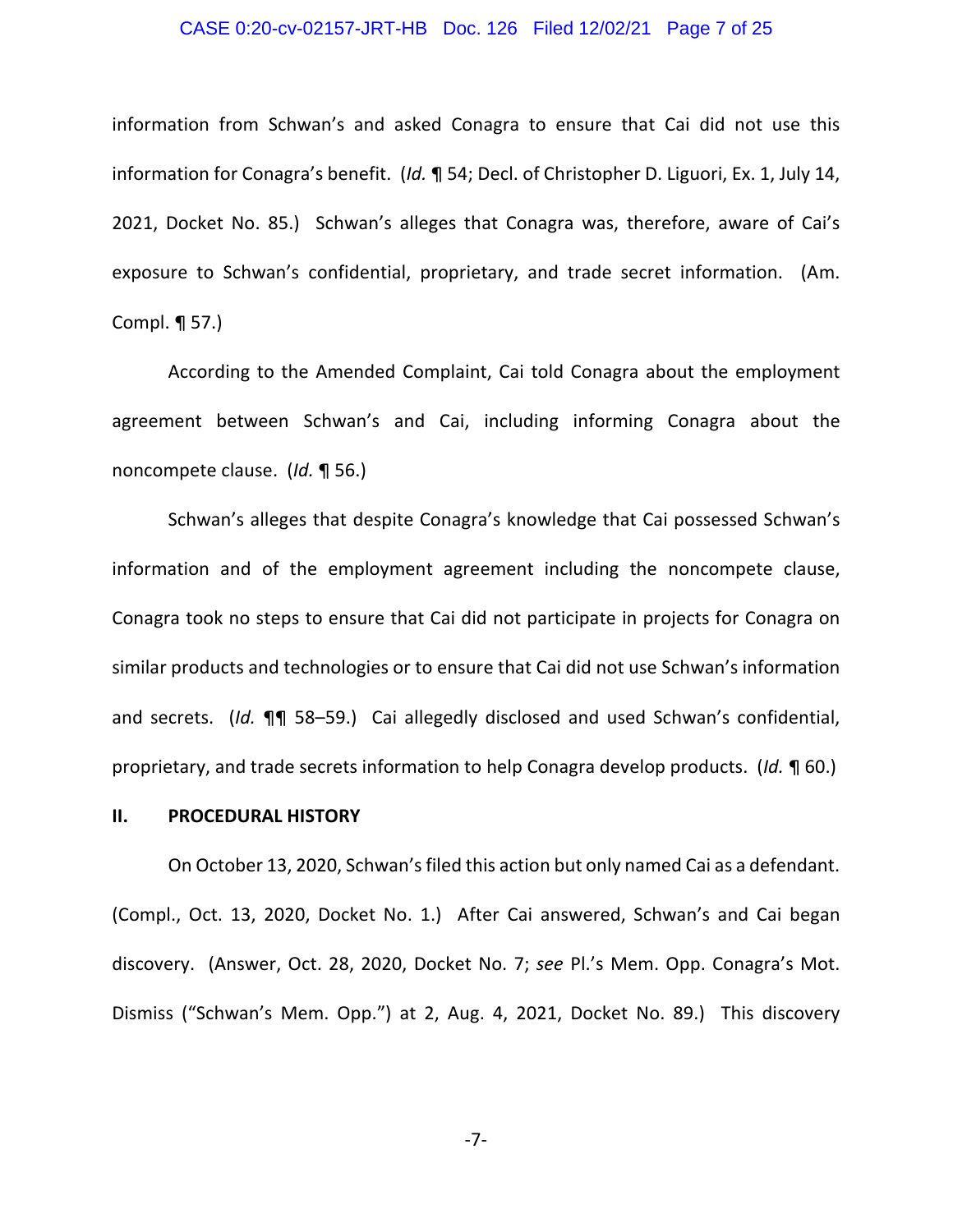information from Schwan's and asked Conagra to ensure that Cai did not use this information for Conagra's benefit. (*Id.* ¶ 54; Decl. of Christopher D. Liguori, Ex. 1, July 14, 2021, Docket No. 85.) Schwan's alleges that Conagra was, therefore, aware of Cai's exposure to Schwan's confidential, proprietary, and trade secret information. (Am. Compl. ¶ 57.)

According to the Amended Complaint, Cai told Conagra about the employment agreement between Schwan's and Cai, including informing Conagra about the noncompete clause. (*Id.* ¶ 56.)

Schwan's alleges that despite Conagra's knowledge that Cai possessed Schwan's information and of the employment agreement including the noncompete clause, Conagra took no steps to ensure that Cai did not participate in projects for Conagra on similar products and technologies or to ensure that Cai did not use Schwan's information and secrets. (*Id.* ¶¶ 58–59.) Cai allegedly disclosed and used Schwan's confidential, proprietary, and trade secrets information to help Conagra develop products. (*Id.* ¶ 60.)

## II. PROCEDURAL HISTORY

On October 13, 2020, Schwan's filed this action but only named Cai as a defendant. (Compl., Oct. 13, 2020, Docket No. 1.) After Cai answered, Schwan's and Cai began discovery. (Answer, Oct. 28, 2020, Docket No. 7; *see* Pl.'s Mem. Opp. Conagra's Mot. Dismiss ("Schwan's Mem. Opp.") at 2, Aug. 4, 2021, Docket No. 89.) This discovery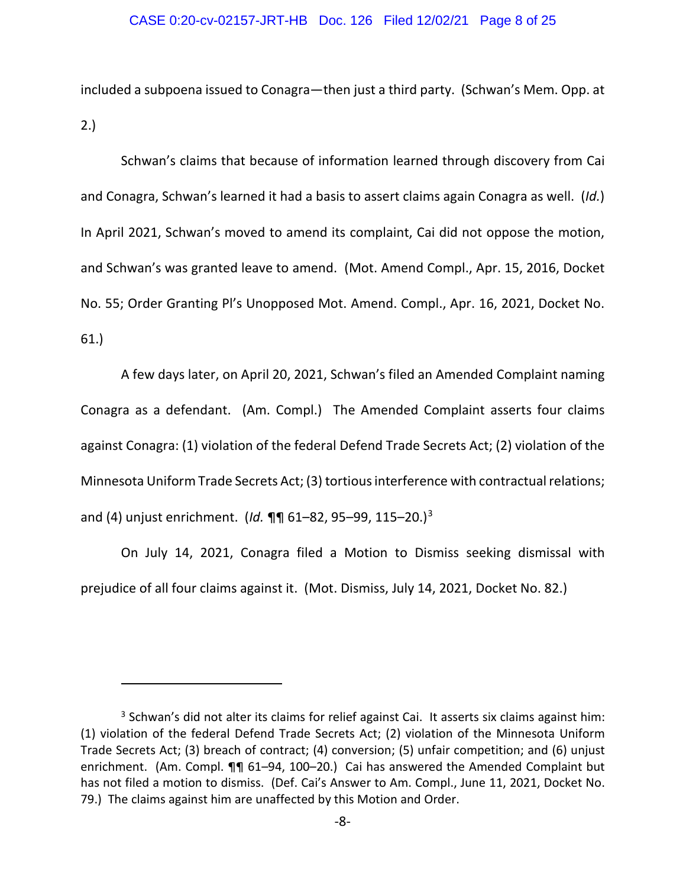included a subpoena issued to Conagra—then just a third party. (Schwan's Mem. Opp. at 2.)

Schwan's claims that because of information learned through discovery from Cai and Conagra, Schwan's learned it had a basis to assert claims again Conagra as well. (*Id.*) In April 2021, Schwan's moved to amend its complaint, Cai did not oppose the motion, and Schwan's was granted leave to amend. (Mot. Amend Compl., Apr. 15, 2016, Docket No. 55; Order Granting Pl's Unopposed Mot. Amend. Compl., Apr. 16, 2021, Docket No. 61.)

A few days later, on April 20, 2021, Schwan's filed an Amended Complaint naming Conagra as a defendant. (Am. Compl.) The Amended Complaint asserts four claims against Conagra: (1) violation of the federal Defend Trade Secrets Act; (2) violation of the Minnesota Uniform Trade Secrets Act; (3) tortious interference with contractual relations; and (4) unjust enrichment. (*Id.* ¶¶ 61–82, 95–99, 115–20.)[3]

On July 14, 2021, Conagra filed a Motion to Dismiss seeking dismissal with prejudice of all four claims against it. (Mot. Dismiss, July 14, 2021, Docket No. 82.)

---

[3] Schwan's did not alter its claims for relief against Cai. It asserts six claims against him: (1) violation of the federal Defend Trade Secrets Act; (2) violation of the Minnesota Uniform Trade Secrets Act; (3) breach of contract; (4) conversion; (5) unfair competition; and (6) unjust enrichment. (Am. Compl. ¶¶ 61–94, 100–20.) Cai has answered the Amended Complaint but has not filed a motion to dismiss. (Def. Cai's Answer to Am. Compl., June 11, 2021, Docket No. 79.) The claims against him are unaffected by this Motion and Order.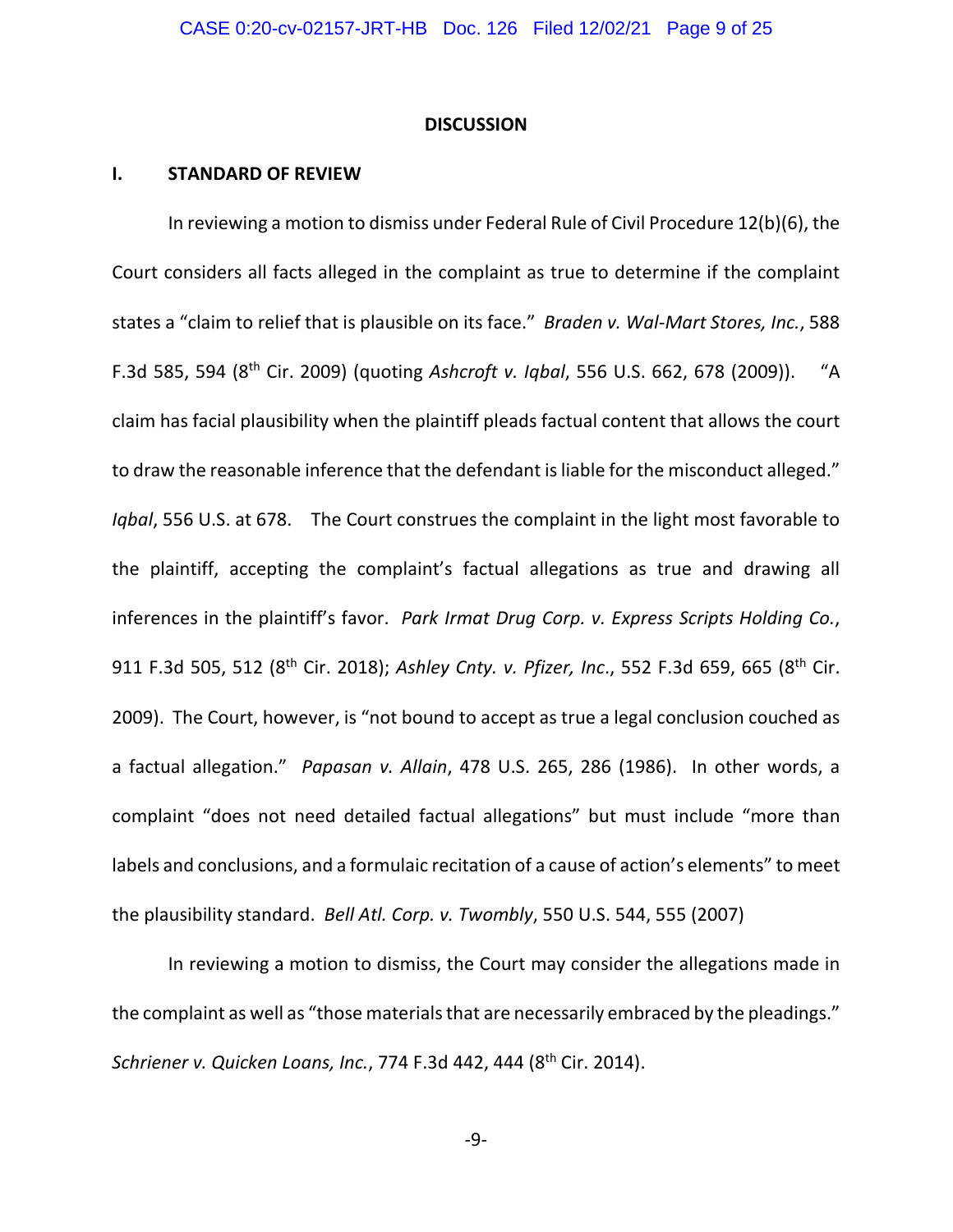## DISCUSSION

### I. STANDARD OF REVIEW

In reviewing a motion to dismiss under Federal Rule of Civil Procedure 12(b)(6), the Court considers all facts alleged in the complaint as true to determine if the complaint states a "claim to relief that is plausible on its face." *Braden v. Wal-Mart Stores, Inc.*, 588 F.3d 585, 594 (8th Cir. 2009) (quoting *Ashcroft v. Iqbal*, 556 U.S. 662, 678 (2009)). "A claim has facial plausibility when the plaintiff pleads factual content that allows the court to draw the reasonable inference that the defendant is liable for the misconduct alleged." *Iqbal*, 556 U.S. at 678. The Court construes the complaint in the light most favorable to the plaintiff, accepting the complaint's factual allegations as true and drawing all inferences in the plaintiff's favor. *Park Irmat Drug Corp. v. Express Scripts Holding Co.*, 911 F.3d 505, 512 (8th Cir. 2018); *Ashley Cnty. v. Pfizer, Inc*., 552 F.3d 659, 665 (8th Cir. 2009). The Court, however, is "not bound to accept as true a legal conclusion couched as a factual allegation." *Papasan v. Allain*, 478 U.S. 265, 286 (1986). In other words, a complaint "does not need detailed factual allegations" but must include "more than labels and conclusions, and a formulaic recitation of a cause of action's elements" to meet the plausibility standard. *Bell Atl. Corp. v. Twombly*, 550 U.S. 544, 555 (2007)

In reviewing a motion to dismiss, the Court may consider the allegations made in the complaint as well as "those materials that are necessarily embraced by the pleadings." *Schriener v. Quicken Loans, Inc.*, 774 F.3d 442, 444 (8th Cir. 2014).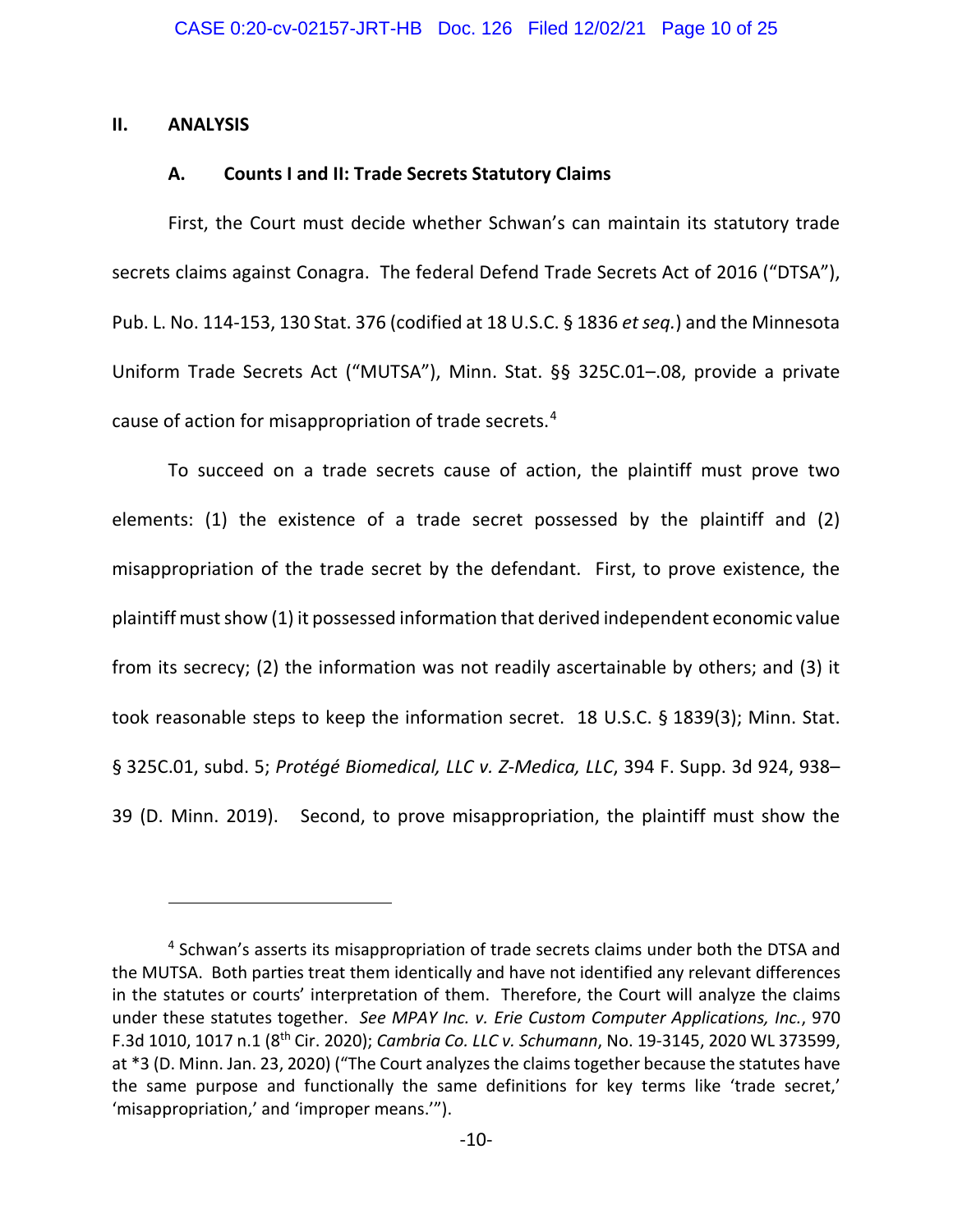## II. ANALYSIS

### A. Counts I and II: Trade Secrets Statutory Claims

First, the Court must decide whether Schwan's can maintain its statutory trade secrets claims against Conagra. The federal Defend Trade Secrets Act of 2016 ("DTSA"), Pub. L. No. 114-153, 130 Stat. 376 (codified at 18 U.S.C. § 1836 *et seq.*) and the Minnesota Uniform Trade Secrets Act ("MUTSA"), Minn. Stat. §§ 325C.01–.08, provide a private cause of action for misappropriation of trade secrets.[4]

To succeed on a trade secrets cause of action, the plaintiff must prove two elements: (1) the existence of a trade secret possessed by the plaintiff and (2) misappropriation of the trade secret by the defendant. First, to prove existence, the plaintiff must show (1) it possessed information that derived independent economic value from its secrecy; (2) the information was not readily ascertainable by others; and (3) it took reasonable steps to keep the information secret. 18 U.S.C. § 1839(3); Minn. Stat. § 325C.01, subd. 5; *Protégé Biomedical, LLC v. Z-Medica, LLC*, 394 F. Supp. 3d 924, 938–39 (D. Minn. 2019). Second, to prove misappropriation, the plaintiff must show the

---

[4] Schwan's asserts its misappropriation of trade secrets claims under both the DTSA and the MUTSA. Both parties treat them identically and have not identified any relevant differences in the statutes or courts' interpretation of them. Therefore, the Court will analyze the claims under these statutes together. *See MPAY Inc. v. Erie Custom Computer Applications, Inc.*, 970 F.3d 1010, 1017 n.1 (8th Cir. 2020); *Cambria Co. LLC v. Schumann*, No. 19-3145, 2020 WL 373599, at *3 (D. Minn. Jan. 23, 2020) ("The Court analyzes the claims together because the statutes have the same purpose and functionally the same definitions for key terms like 'trade secret,' 'misappropriation,' and 'improper means.'").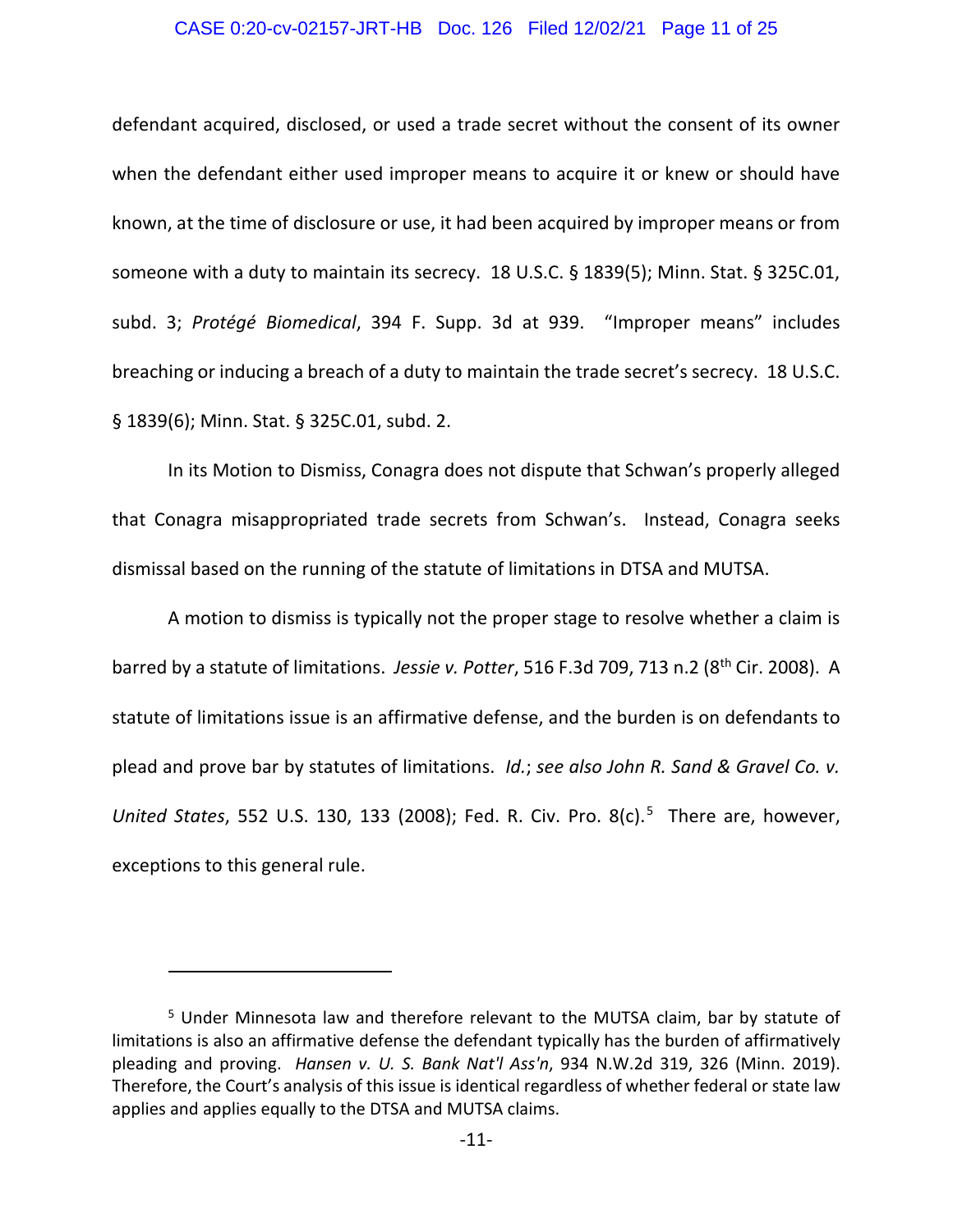defendant acquired, disclosed, or used a trade secret without the consent of its owner when the defendant either used improper means to acquire it or knew or should have known, at the time of disclosure or use, it had been acquired by improper means or from someone with a duty to maintain its secrecy. 18 U.S.C. § 1839(5); Minn. Stat. § 325C.01, subd. 3; *Protégé Biomedical*, 394 F. Supp. 3d at 939. "Improper means" includes breaching or inducing a breach of a duty to maintain the trade secret's secrecy. 18 U.S.C. § 1839(6); Minn. Stat. § 325C.01, subd. 2.

In its Motion to Dismiss, Conagra does not dispute that Schwan's properly alleged that Conagra misappropriated trade secrets from Schwan's. Instead, Conagra seeks dismissal based on the running of the statute of limitations in DTSA and MUTSA.

A motion to dismiss is typically not the proper stage to resolve whether a claim is barred by a statute of limitations. *Jessie v. Potter*, 516 F.3d 709, 713 n.2 (8th Cir. 2008). A statute of limitations issue is an affirmative defense, and the burden is on defendants to plead and prove bar by statutes of limitations. *Id.*; *see also John R. Sand & Gravel Co. v. United States*, 552 U.S. 130, 133 (2008); Fed. R. Civ. Pro. 8(c).[5] There are, however, exceptions to this general rule.

---

[5] Under Minnesota law and therefore relevant to the MUTSA claim, bar by statute of limitations is also an affirmative defense the defendant typically has the burden of affirmatively pleading and proving. *Hansen v. U. S. Bank Nat'l Ass'n*, 934 N.W.2d 319, 326 (Minn. 2019). Therefore, the Court's analysis of this issue is identical regardless of whether federal or state law applies and applies equally to the DTSA and MUTSA claims.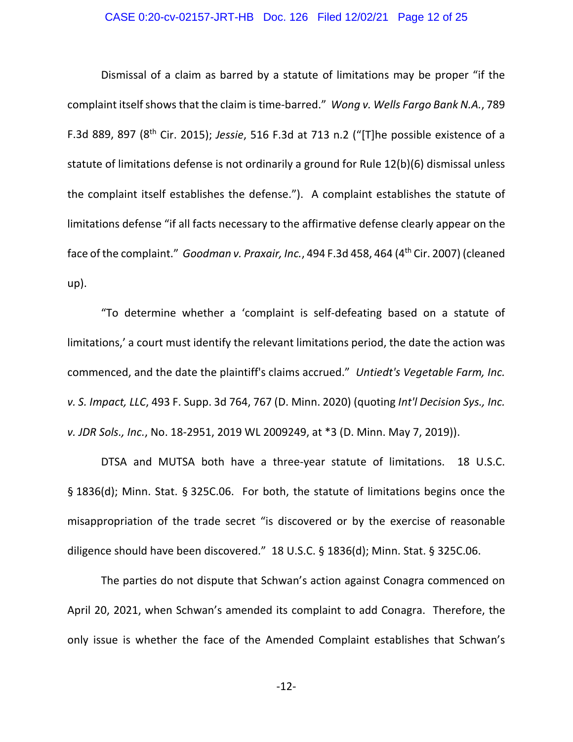Dismissal of a claim as barred by a statute of limitations may be proper "if the complaint itself shows that the claim is time-barred." *Wong v. Wells Fargo Bank N.A.*, 789 F.3d 889, 897 (8th Cir. 2015); *Jessie*, 516 F.3d at 713 n.2 ("[T]he possible existence of a statute of limitations defense is not ordinarily a ground for Rule 12(b)(6) dismissal unless the complaint itself establishes the defense."). A complaint establishes the statute of limitations defense "if all facts necessary to the affirmative defense clearly appear on the face of the complaint." *Goodman v. Praxair, Inc.*, 494 F.3d 458, 464 (4th Cir. 2007) (cleaned up).

"To determine whether a 'complaint is self-defeating based on a statute of limitations,' a court must identify the relevant limitations period, the date the action was commenced, and the date the plaintiff's claims accrued." *Untiedt's Vegetable Farm, Inc. v. S. Impact, LLC*, 493 F. Supp. 3d 764, 767 (D. Minn. 2020) (quoting *Int'l Decision Sys., Inc. v. JDR Sols., Inc.*, No. 18-2951, 2019 WL 2009249, at *3 (D. Minn. May 7, 2019)).

DTSA and MUTSA both have a three-year statute of limitations. 18 U.S.C. § 1836(d); Minn. Stat. § 325C.06. For both, the statute of limitations begins once the misappropriation of the trade secret "is discovered or by the exercise of reasonable diligence should have been discovered." 18 U.S.C. § 1836(d); Minn. Stat. § 325C.06.

The parties do not dispute that Schwan's action against Conagra commenced on April 20, 2021, when Schwan's amended its complaint to add Conagra. Therefore, the only issue is whether the face of the Amended Complaint establishes that Schwan's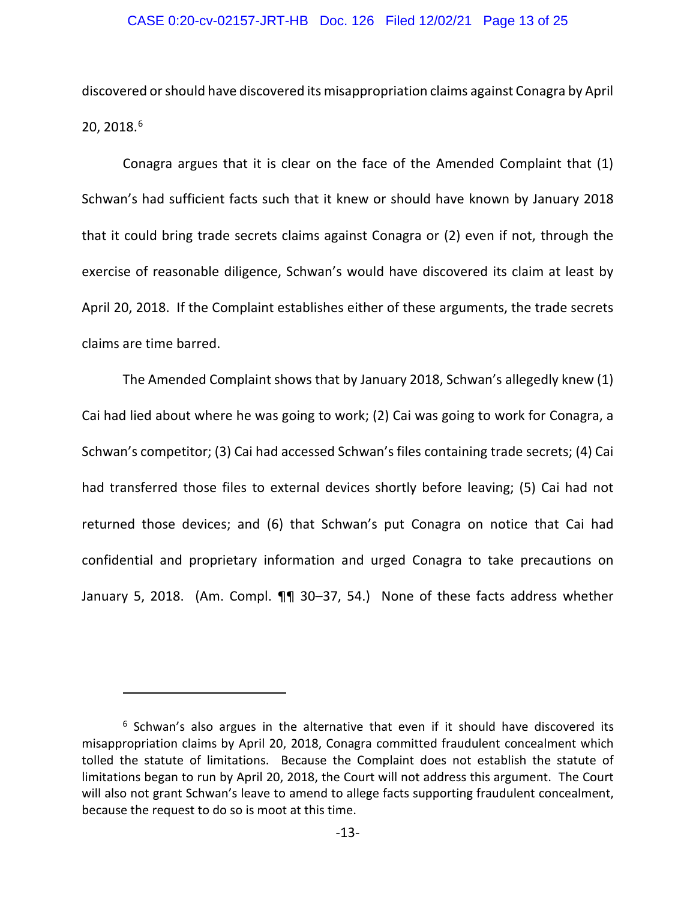discovered or should have discovered its misappropriation claims against Conagra by April 20, 2018.[6]

Conagra argues that it is clear on the face of the Amended Complaint that (1) Schwan's had sufficient facts such that it knew or should have known by January 2018 that it could bring trade secrets claims against Conagra or (2) even if not, through the exercise of reasonable diligence, Schwan's would have discovered its claim at least by April 20, 2018. If the Complaint establishes either of these arguments, the trade secrets claims are time barred.

The Amended Complaint shows that by January 2018, Schwan's allegedly knew (1) Cai had lied about where he was going to work; (2) Cai was going to work for Conagra, a Schwan's competitor; (3) Cai had accessed Schwan's files containing trade secrets; (4) Cai had transferred those files to external devices shortly before leaving; (5) Cai had not returned those devices; and (6) that Schwan's put Conagra on notice that Cai had confidential and proprietary information and urged Conagra to take precautions on January 5, 2018. (Am. Compl. ¶¶ 30–37, 54.) None of these facts address whether

---

[6] Schwan's also argues in the alternative that even if it should have discovered its misappropriation claims by April 20, 2018, Conagra committed fraudulent concealment which tolled the statute of limitations. Because the Complaint does not establish the statute of limitations began to run by April 20, 2018, the Court will not address this argument. The Court will also not grant Schwan's leave to amend to allege facts supporting fraudulent concealment, because the request to do so is moot at this time.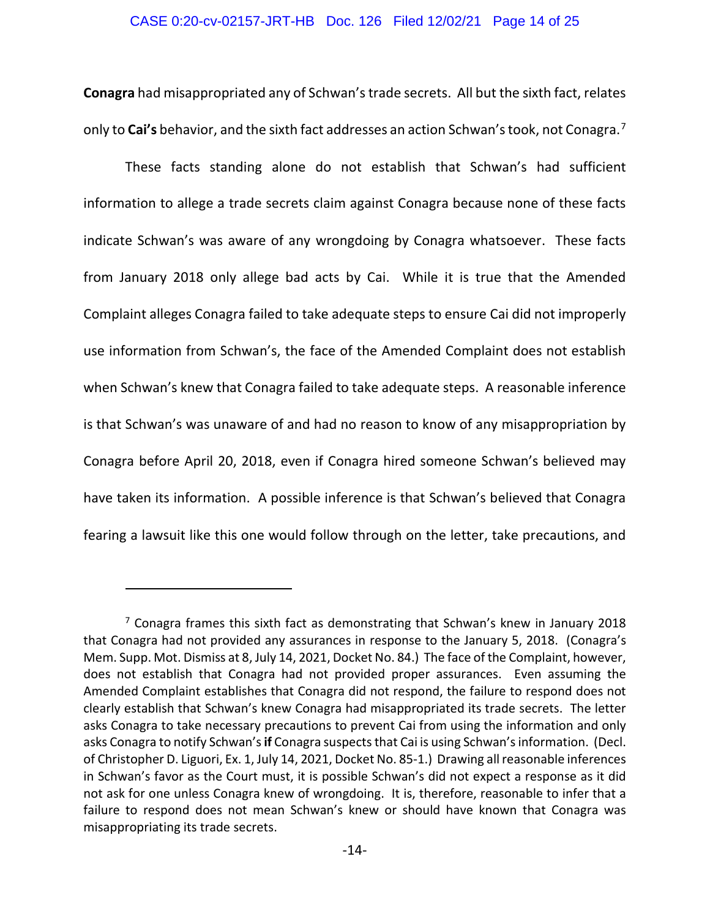**Conagra** had misappropriated any of Schwan's trade secrets. All but the sixth fact, relates only to **Cai's** behavior, and the sixth fact addresses an action Schwan's took, not Conagra.[7]

These facts standing alone do not establish that Schwan's had sufficient information to allege a trade secrets claim against Conagra because none of these facts indicate Schwan's was aware of any wrongdoing by Conagra whatsoever. These facts from January 2018 only allege bad acts by Cai. While it is true that the Amended Complaint alleges Conagra failed to take adequate steps to ensure Cai did not improperly use information from Schwan's, the face of the Amended Complaint does not establish when Schwan's knew that Conagra failed to take adequate steps. A reasonable inference is that Schwan's was unaware of and had no reason to know of any misappropriation by Conagra before April 20, 2018, even if Conagra hired someone Schwan's believed may have taken its information. A possible inference is that Schwan's believed that Conagra fearing a lawsuit like this one would follow through on the letter, take precautions, and

---

[7] Conagra frames this sixth fact as demonstrating that Schwan's knew in January 2018 that Conagra had not provided any assurances in response to the January 5, 2018. (Conagra's Mem. Supp. Mot. Dismiss at 8, July 14, 2021, Docket No. 84.) The face of the Complaint, however, does not establish that Conagra had not provided proper assurances. Even assuming the Amended Complaint establishes that Conagra did not respond, the failure to respond does not clearly establish that Schwan's knew Conagra had misappropriated its trade secrets. The letter asks Conagra to take necessary precautions to prevent Cai from using the information and only asks Conagra to notify Schwan's **if** Conagra suspects that Cai is using Schwan's information. (Decl. of Christopher D. Liguori, Ex. 1, July 14, 2021, Docket No. 85-1.) Drawing all reasonable inferences in Schwan's favor as the Court must, it is possible Schwan's did not expect a response as it did not ask for one unless Conagra knew of wrongdoing. It is, therefore, reasonable to infer that a failure to respond does not mean Schwan's knew or should have known that Conagra was misappropriating its trade secrets.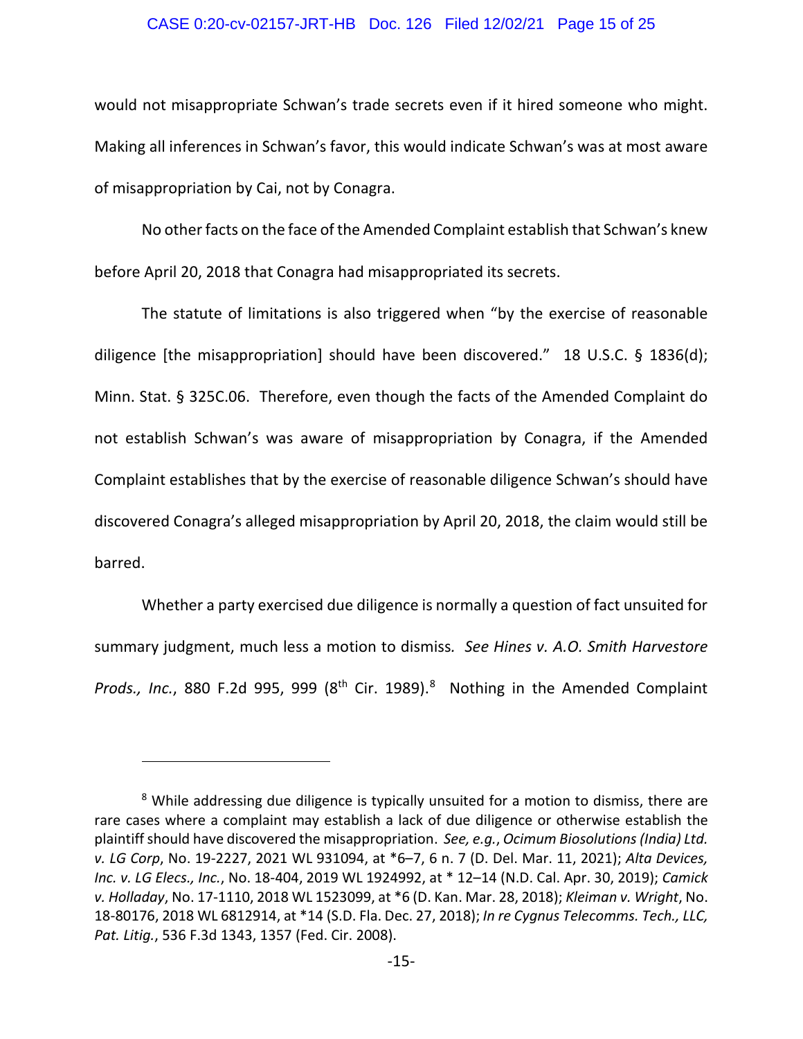would not misappropriate Schwan's trade secrets even if it hired someone who might. Making all inferences in Schwan's favor, this would indicate Schwan's was at most aware of misappropriation by Cai, not by Conagra.

No other facts on the face of the Amended Complaint establish that Schwan's knew before April 20, 2018 that Conagra had misappropriated its secrets.

The statute of limitations is also triggered when "by the exercise of reasonable diligence [the misappropriation] should have been discovered." 18 U.S.C. § 1836(d); Minn. Stat. § 325C.06. Therefore, even though the facts of the Amended Complaint do not establish Schwan's was aware of misappropriation by Conagra, if the Amended Complaint establishes that by the exercise of reasonable diligence Schwan's should have discovered Conagra's alleged misappropriation by April 20, 2018, the claim would still be barred.

Whether a party exercised due diligence is normally a question of fact unsuited for summary judgment, much less a motion to dismiss. *See Hines v. A.O. Smith Harvestore Prods., Inc.*, 880 F.2d 995, 999 (8th Cir. 1989).[8] Nothing in the Amended Complaint

---

[8] While addressing due diligence is typically unsuited for a motion to dismiss, there are rare cases where a complaint may establish a lack of due diligence or otherwise establish the plaintiff should have discovered the misappropriation. *See, e.g.*, *Ocimum Biosolutions (India) Ltd. v. LG Corp*, No. 19-2227, 2021 WL 931094, at *6–7, 6 n. 7 (D. Del. Mar. 11, 2021); *Alta Devices, Inc. v. LG Elecs., Inc.*, No. 18-404, 2019 WL 1924992, at * 12–14 (N.D. Cal. Apr. 30, 2019); *Camick v. Holladay*, No. 17-1110, 2018 WL 1523099, at *6 (D. Kan. Mar. 28, 2018); *Kleiman v. Wright*, No. 18-80176, 2018 WL 6812914, at *14 (S.D. Fla. Dec. 27, 2018); *In re Cygnus Telecomms. Tech., LLC, Pat. Litig.*, 536 F.3d 1343, 1357 (Fed. Cir. 2008).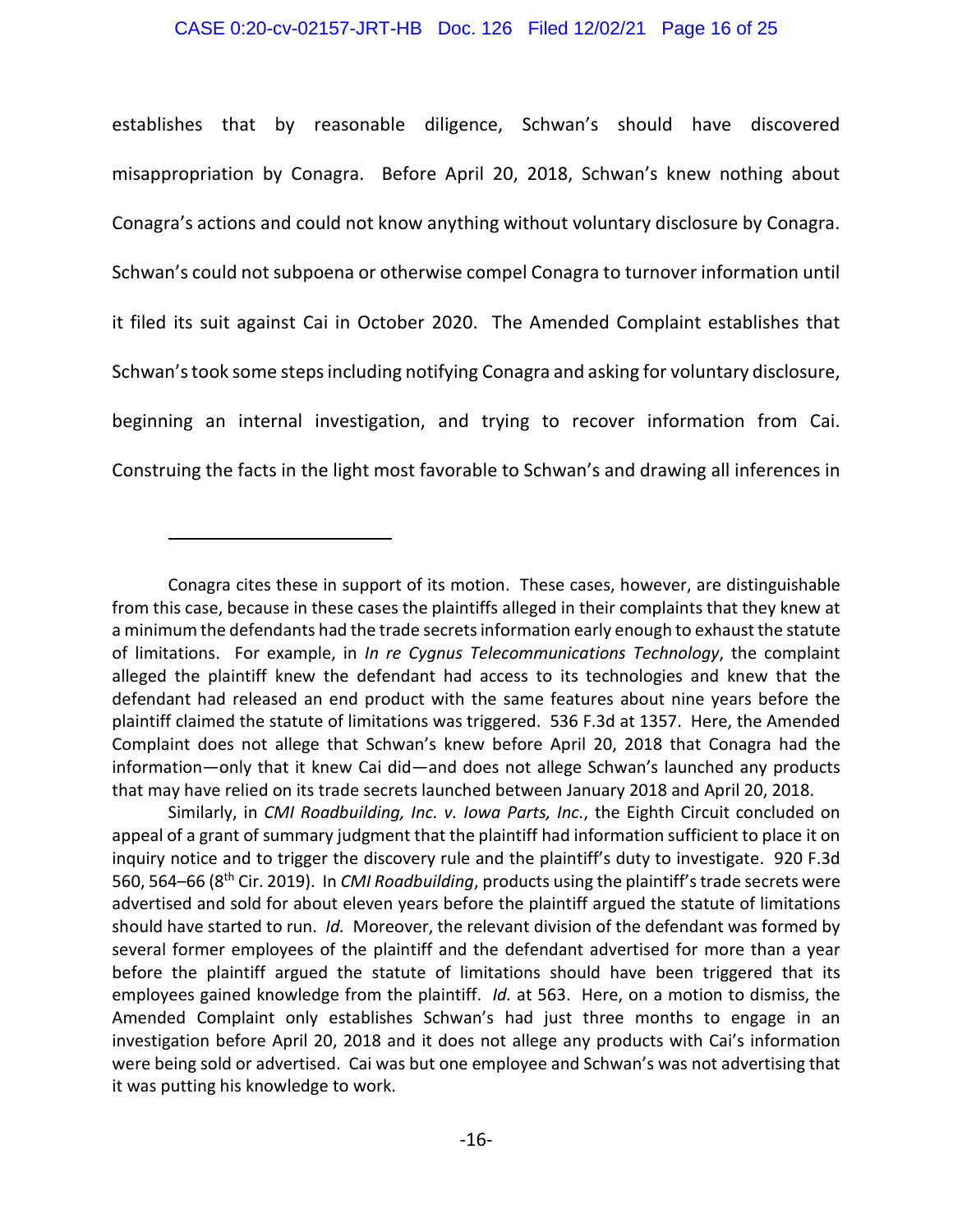establishes that by reasonable diligence, Schwan's should have discovered misappropriation by Conagra. Before April 20, 2018, Schwan's knew nothing about Conagra's actions and could not know anything without voluntary disclosure by Conagra. Schwan's could not subpoena or otherwise compel Conagra to turnover information until it filed its suit against Cai in October 2020. The Amended Complaint establishes that Schwan's took some steps including notifying Conagra and asking for voluntary disclosure, beginning an internal investigation, and trying to recover information from Cai. Construing the facts in the light most favorable to Schwan's and drawing all inferences in

---

Conagra cites these in support of its motion. These cases, however, are distinguishable from this case, because in these cases the plaintiffs alleged in their complaints that they knew at a minimum the defendants had the trade secrets information early enough to exhaust the statute of limitations. For example, in *In re Cygnus Telecommunications Technology*, the complaint alleged the plaintiff knew the defendant had access to its technologies and knew that the defendant had released an end product with the same features about nine years before the plaintiff claimed the statute of limitations was triggered. 536 F.3d at 1357. Here, the Amended Complaint does not allege that Schwan's knew before April 20, 2018 that Conagra had the information—only that it knew Cai did—and does not allege Schwan's launched any products that may have relied on its trade secrets launched between January 2018 and April 20, 2018.

Similarly, in *CMI Roadbuilding, Inc. v. Iowa Parts, Inc.*, the Eighth Circuit concluded on appeal of a grant of summary judgment that the plaintiff had information sufficient to place it on inquiry notice and to trigger the discovery rule and the plaintiff's duty to investigate. 920 F.3d 560, 564–66 (8th Cir. 2019). In *CMI Roadbuilding*, products using the plaintiff's trade secrets were advertised and sold for about eleven years before the plaintiff argued the statute of limitations should have started to run. *Id.* Moreover, the relevant division of the defendant was formed by several former employees of the plaintiff and the defendant advertised for more than a year before the plaintiff argued the statute of limitations should have been triggered that its employees gained knowledge from the plaintiff. *Id.* at 563. Here, on a motion to dismiss, the Amended Complaint only establishes Schwan's had just three months to engage in an investigation before April 20, 2018 and it does not allege any products with Cai's information were being sold or advertised. Cai was but one employee and Schwan's was not advertising that it was putting his knowledge to work.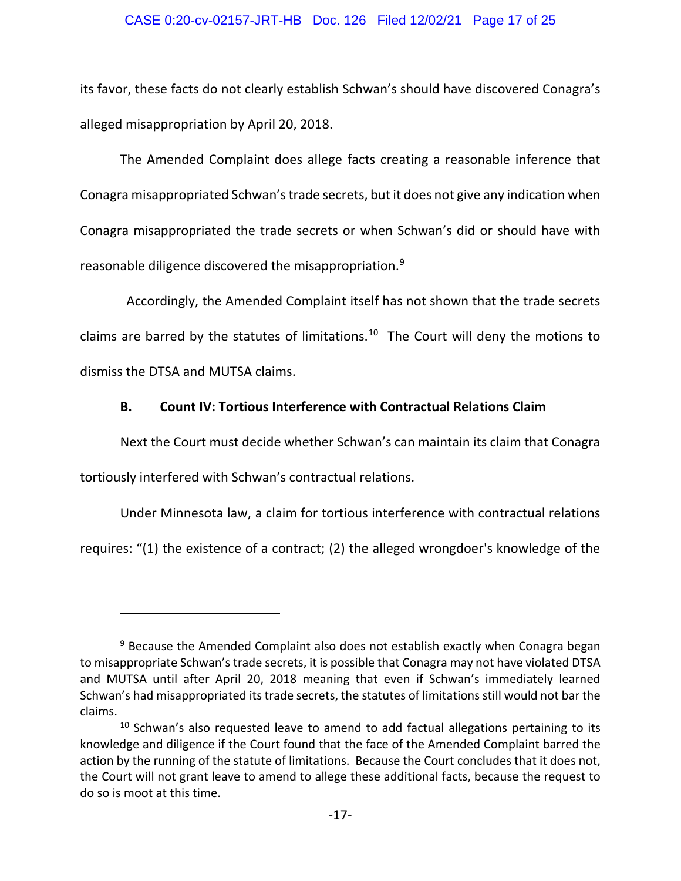its favor, these facts do not clearly establish Schwan's should have discovered Conagra's alleged misappropriation by April 20, 2018.

The Amended Complaint does allege facts creating a reasonable inference that Conagra misappropriated Schwan's trade secrets, but it does not give any indication when Conagra misappropriated the trade secrets or when Schwan's did or should have with reasonable diligence discovered the misappropriation.[9]

Accordingly, the Amended Complaint itself has not shown that the trade secrets claims are barred by the statutes of limitations.[10] The Court will deny the motions to dismiss the DTSA and MUTSA claims.

### B. Count IV: Tortious Interference with Contractual Relations Claim

Next the Court must decide whether Schwan's can maintain its claim that Conagra tortiously interfered with Schwan's contractual relations.

Under Minnesota law, a claim for tortious interference with contractual relations requires: "(1) the existence of a contract; (2) the alleged wrongdoer's knowledge of the

---

[9] Because the Amended Complaint also does not establish exactly when Conagra began to misappropriate Schwan's trade secrets, it is possible that Conagra may not have violated DTSA and MUTSA until after April 20, 2018 meaning that even if Schwan's immediately learned Schwan's had misappropriated its trade secrets, the statutes of limitations still would not bar the claims.

[10] Schwan's also requested leave to amend to add factual allegations pertaining to its knowledge and diligence if the Court found that the face of the Amended Complaint barred the action by the running of the statute of limitations. Because the Court concludes that it does not, the Court will not grant leave to amend to allege these additional facts, because the request to do so is moot at this time.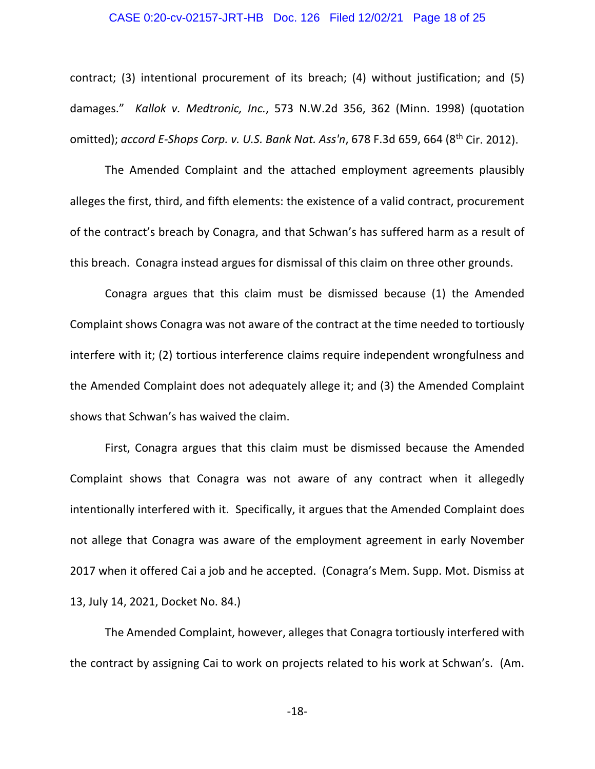contract; (3) intentional procurement of its breach; (4) without justification; and (5) damages." *Kallok v. Medtronic, Inc.*, 573 N.W.2d 356, 362 (Minn. 1998) (quotation omitted); *accord E-Shops Corp. v. U.S. Bank Nat. Ass'n*, 678 F.3d 659, 664 (8th Cir. 2012).

The Amended Complaint and the attached employment agreements plausibly alleges the first, third, and fifth elements: the existence of a valid contract, procurement of the contract's breach by Conagra, and that Schwan's has suffered harm as a result of this breach. Conagra instead argues for dismissal of this claim on three other grounds.

Conagra argues that this claim must be dismissed because (1) the Amended Complaint shows Conagra was not aware of the contract at the time needed to tortiously interfere with it; (2) tortious interference claims require independent wrongfulness and the Amended Complaint does not adequately allege it; and (3) the Amended Complaint shows that Schwan's has waived the claim.

First, Conagra argues that this claim must be dismissed because the Amended Complaint shows that Conagra was not aware of any contract when it allegedly intentionally interfered with it. Specifically, it argues that the Amended Complaint does not allege that Conagra was aware of the employment agreement in early November 2017 when it offered Cai a job and he accepted. (Conagra's Mem. Supp. Mot. Dismiss at 13, July 14, 2021, Docket No. 84.)

The Amended Complaint, however, alleges that Conagra tortiously interfered with the contract by assigning Cai to work on projects related to his work at Schwan's. (Am.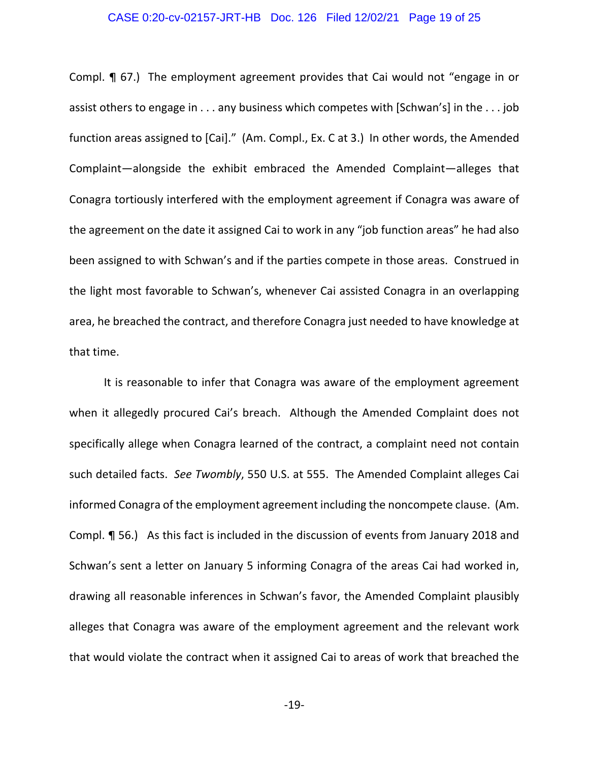Compl. ¶ 67.) The employment agreement provides that Cai would not "engage in or assist others to engage in . . . any business which competes with [Schwan's] in the . . . job function areas assigned to [Cai]." (Am. Compl., Ex. C at 3.) In other words, the Amended Complaint—alongside the exhibit embraced the Amended Complaint—alleges that Conagra tortiously interfered with the employment agreement if Conagra was aware of the agreement on the date it assigned Cai to work in any "job function areas" he had also been assigned to with Schwan's and if the parties compete in those areas. Construed in the light most favorable to Schwan's, whenever Cai assisted Conagra in an overlapping area, he breached the contract, and therefore Conagra just needed to have knowledge at that time.

It is reasonable to infer that Conagra was aware of the employment agreement when it allegedly procured Cai's breach. Although the Amended Complaint does not specifically allege when Conagra learned of the contract, a complaint need not contain such detailed facts. *See Twombly*, 550 U.S. at 555. The Amended Complaint alleges Cai informed Conagra of the employment agreement including the noncompete clause. (Am. Compl. ¶ 56.) As this fact is included in the discussion of events from January 2018 and Schwan's sent a letter on January 5 informing Conagra of the areas Cai had worked in, drawing all reasonable inferences in Schwan's favor, the Amended Complaint plausibly alleges that Conagra was aware of the employment agreement and the relevant work that would violate the contract when it assigned Cai to areas of work that breached the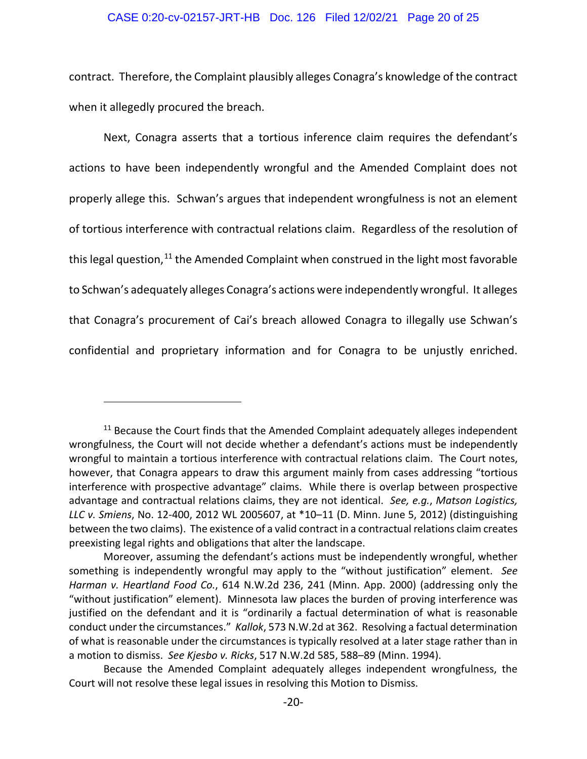contract. Therefore, the Complaint plausibly alleges Conagra's knowledge of the contract when it allegedly procured the breach.

Next, Conagra asserts that a tortious inference claim requires the defendant's actions to have been independently wrongful and the Amended Complaint does not properly allege this. Schwan's argues that independent wrongfulness is not an element of tortious interference with contractual relations claim. Regardless of the resolution of this legal question,[11] the Amended Complaint when construed in the light most favorable to Schwan's adequately alleges Conagra's actions were independently wrongful. It alleges that Conagra's procurement of Cai's breach allowed Conagra to illegally use Schwan's confidential and proprietary information and for Conagra to be unjustly enriched.

---

[11] Because the Court finds that the Amended Complaint adequately alleges independent wrongfulness, the Court will not decide whether a defendant's actions must be independently wrongful to maintain a tortious interference with contractual relations claim. The Court notes, however, that Conagra appears to draw this argument mainly from cases addressing "tortious interference with prospective advantage" claims. While there is overlap between prospective advantage and contractual relations claims, they are not identical. *See, e.g.*, *Matson Logistics, LLC v. Smiens*, No. 12-400, 2012 WL 2005607, at *10–11 (D. Minn. June 5, 2012) (distinguishing between the two claims). The existence of a valid contract in a contractual relations claim creates preexisting legal rights and obligations that alter the landscape.

Moreover, assuming the defendant's actions must be independently wrongful, whether something is independently wrongful may apply to the "without justification" element. *See Harman v. Heartland Food Co.*, 614 N.W.2d 236, 241 (Minn. App. 2000) (addressing only the "without justification" element). Minnesota law places the burden of proving interference was justified on the defendant and it is "ordinarily a factual determination of what is reasonable conduct under the circumstances." *Kallok*, 573 N.W.2d at 362. Resolving a factual determination of what is reasonable under the circumstances is typically resolved at a later stage rather than in a motion to dismiss. *See Kjesbo v. Ricks*, 517 N.W.2d 585, 588–89 (Minn. 1994).

Because the Amended Complaint adequately alleges independent wrongfulness, the Court will not resolve these legal issues in resolving this Motion to Dismiss.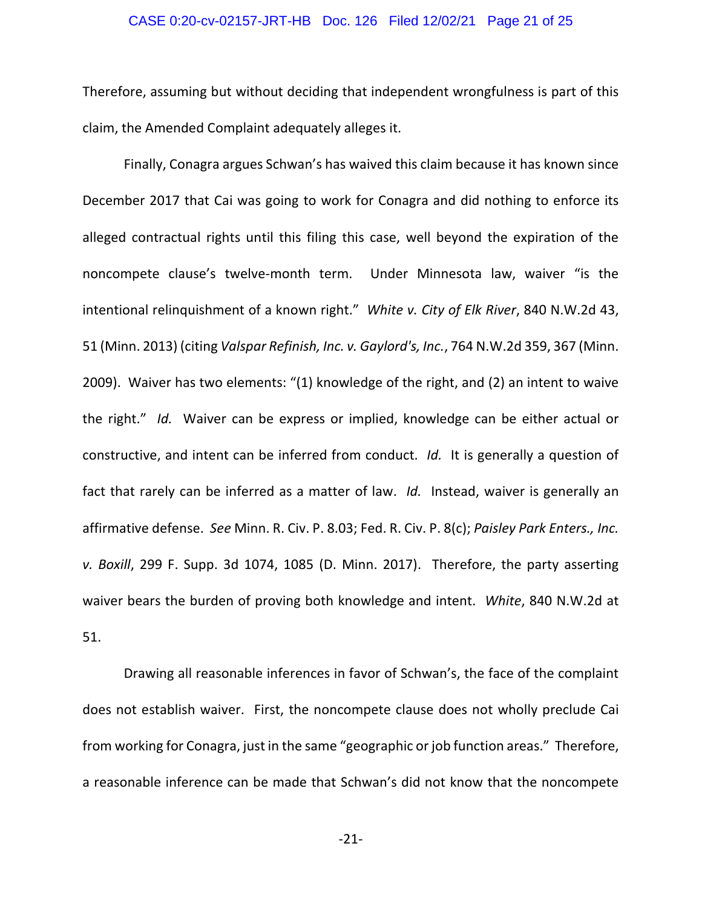Therefore, assuming but without deciding that independent wrongfulness is part of this claim, the Amended Complaint adequately alleges it.

Finally, Conagra argues Schwan's has waived this claim because it has known since December 2017 that Cai was going to work for Conagra and did nothing to enforce its alleged contractual rights until this filing this case, well beyond the expiration of the noncompete clause's twelve-month term. Under Minnesota law, waiver "is the intentional relinquishment of a known right." *White v. City of Elk River*, 840 N.W.2d 43, 51 (Minn. 2013) (citing *Valspar Refinish, Inc. v. Gaylord's, Inc.*, 764 N.W.2d 359, 367 (Minn. 2009). Waiver has two elements: "(1) knowledge of the right, and (2) an intent to waive the right." *Id.* Waiver can be express or implied, knowledge can be either actual or constructive, and intent can be inferred from conduct. *Id.* It is generally a question of fact that rarely can be inferred as a matter of law. *Id.* Instead, waiver is generally an affirmative defense. *See* Minn. R. Civ. P. 8.03; Fed. R. Civ. P. 8(c); *Paisley Park Enters., Inc. v. Boxill*, 299 F. Supp. 3d 1074, 1085 (D. Minn. 2017). Therefore, the party asserting waiver bears the burden of proving both knowledge and intent. *White*, 840 N.W.2d at 51.

Drawing all reasonable inferences in favor of Schwan's, the face of the complaint does not establish waiver. First, the noncompete clause does not wholly preclude Cai from working for Conagra, just in the same "geographic or job function areas." Therefore, a reasonable inference can be made that Schwan's did not know that the noncompete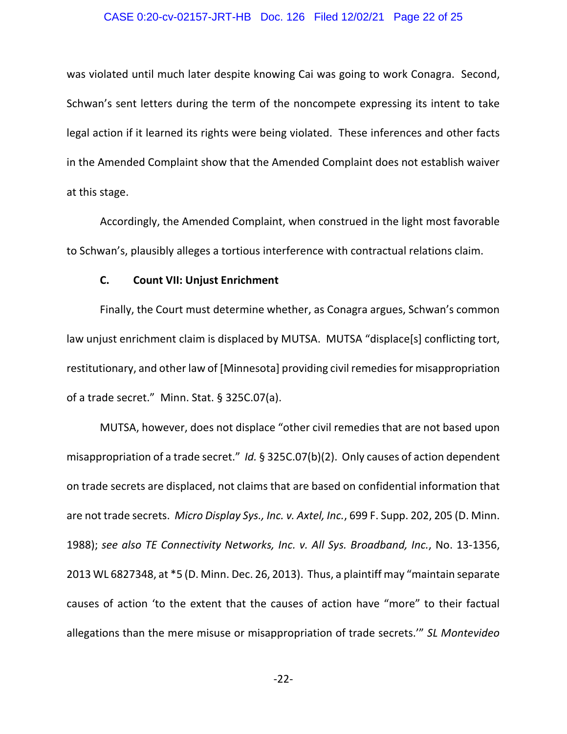was violated until much later despite knowing Cai was going to work Conagra. Second, Schwan's sent letters during the term of the noncompete expressing its intent to take legal action if it learned its rights were being violated. These inferences and other facts in the Amended Complaint show that the Amended Complaint does not establish waiver at this stage.

Accordingly, the Amended Complaint, when construed in the light most favorable to Schwan's, plausibly alleges a tortious interference with contractual relations claim.

### C. Count VII: Unjust Enrichment

Finally, the Court must determine whether, as Conagra argues, Schwan's common law unjust enrichment claim is displaced by MUTSA. MUTSA "displace[s] conflicting tort, restitutionary, and other law of [Minnesota] providing civil remedies for misappropriation of a trade secret." Minn. Stat. § 325C.07(a).

MUTSA, however, does not displace "other civil remedies that are not based upon misappropriation of a trade secret." *Id.* § 325C.07(b)(2). Only causes of action dependent on trade secrets are displaced, not claims that are based on confidential information that are not trade secrets. *Micro Display Sys., Inc. v. Axtel, Inc.*, 699 F. Supp. 202, 205 (D. Minn. 1988); *see also TE Connectivity Networks, Inc. v. All Sys. Broadband, Inc.*, No. 13-1356, 2013 WL 6827348, at *5 (D. Minn. Dec. 26, 2013). Thus, a plaintiff may "maintain separate causes of action 'to the extent that the causes of action have "more" to their factual allegations than the mere misuse or misappropriation of trade secrets.'" *SL Montevideo*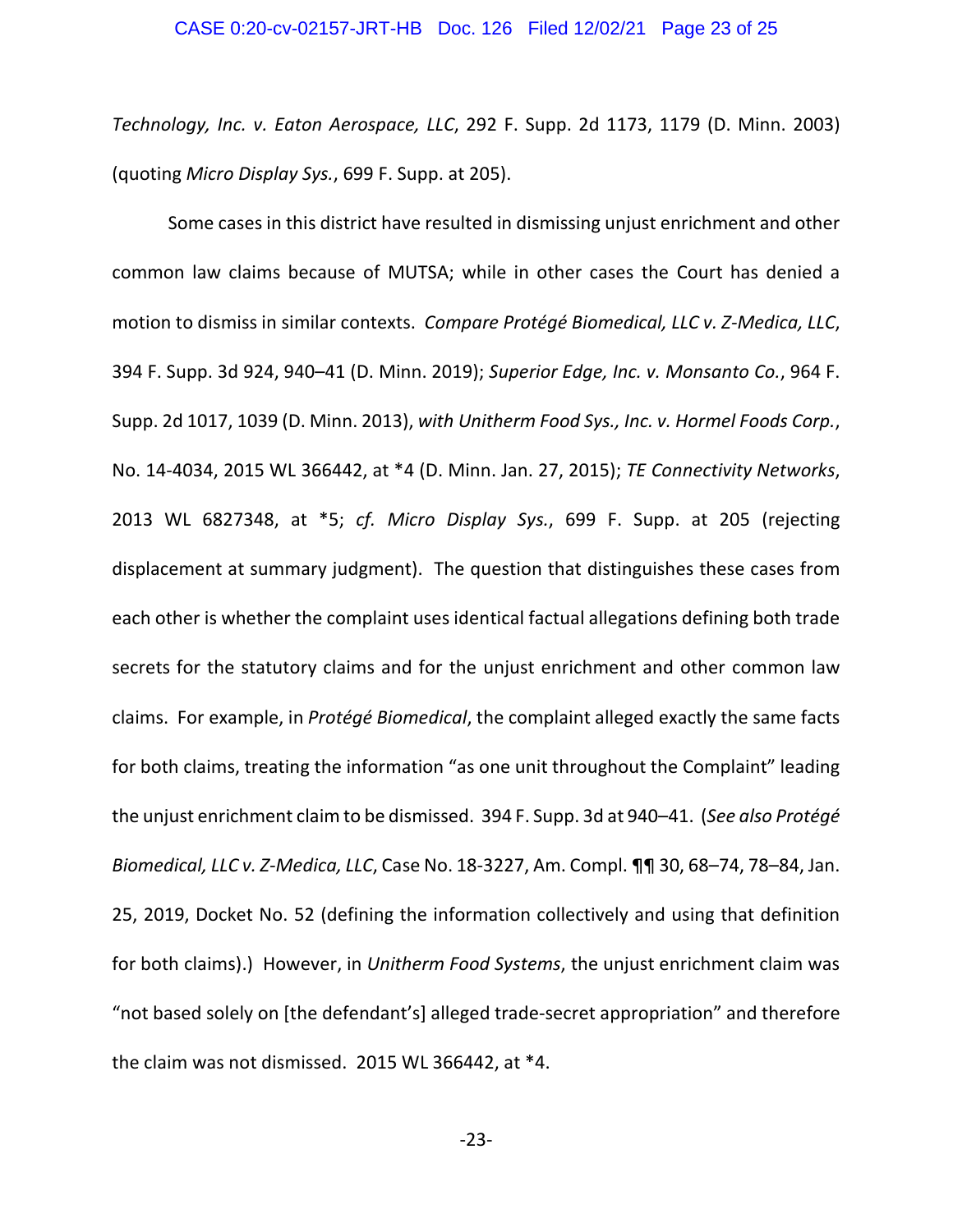*Technology, Inc. v. Eaton Aerospace, LLC*, 292 F. Supp. 2d 1173, 1179 (D. Minn. 2003) (quoting *Micro Display Sys.*, 699 F. Supp. at 205).

Some cases in this district have resulted in dismissing unjust enrichment and other common law claims because of MUTSA; while in other cases the Court has denied a motion to dismiss in similar contexts. *Compare Protégé Biomedical, LLC v. Z-Medica, LLC*, 394 F. Supp. 3d 924, 940–41 (D. Minn. 2019); *Superior Edge, Inc. v. Monsanto Co.*, 964 F. Supp. 2d 1017, 1039 (D. Minn. 2013), *with Unitherm Food Sys., Inc. v. Hormel Foods Corp.*, No. 14-4034, 2015 WL 366442, at *4 (D. Minn. Jan. 27, 2015); *TE Connectivity Networks*, 2013 WL 6827348, at *5; *cf. Micro Display Sys.*, 699 F. Supp. at 205 (rejecting displacement at summary judgment). The question that distinguishes these cases from each other is whether the complaint uses identical factual allegations defining both trade secrets for the statutory claims and for the unjust enrichment and other common law claims. For example, in *Protégé Biomedical*, the complaint alleged exactly the same facts for both claims, treating the information "as one unit throughout the Complaint" leading the unjust enrichment claim to be dismissed. 394 F. Supp. 3d at 940–41. (*See also Protégé Biomedical, LLC v. Z-Medica, LLC*, Case No. 18-3227, Am. Compl. ¶¶ 30, 68–74, 78–84, Jan. 25, 2019, Docket No. 52 (defining the information collectively and using that definition for both claims).) However, in *Unitherm Food Systems*, the unjust enrichment claim was "not based solely on [the defendant's] alleged trade-secret appropriation" and therefore the claim was not dismissed. 2015 WL 366442, at *4.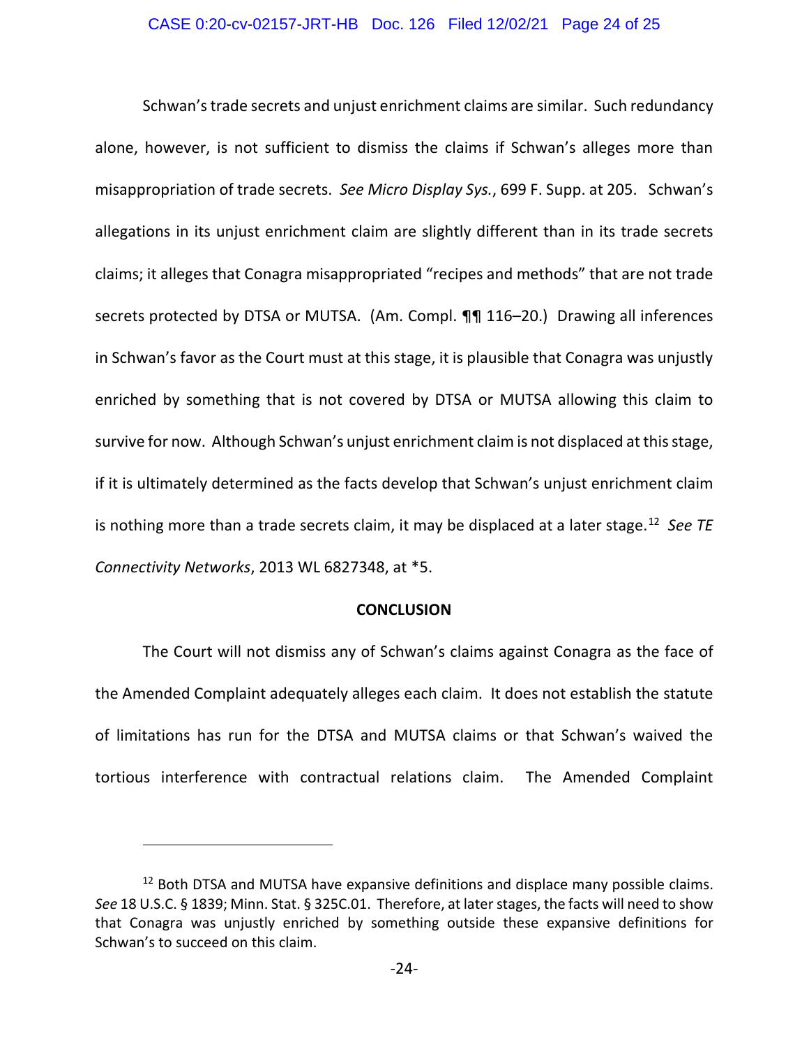Schwan's trade secrets and unjust enrichment claims are similar. Such redundancy alone, however, is not sufficient to dismiss the claims if Schwan's alleges more than misappropriation of trade secrets. *See Micro Display Sys.*, 699 F. Supp. at 205. Schwan's allegations in its unjust enrichment claim are slightly different than in its trade secrets claims; it alleges that Conagra misappropriated "recipes and methods" that are not trade secrets protected by DTSA or MUTSA. (Am. Compl. ¶¶ 116–20.) Drawing all inferences in Schwan's favor as the Court must at this stage, it is plausible that Conagra was unjustly enriched by something that is not covered by DTSA or MUTSA allowing this claim to survive for now. Although Schwan's unjust enrichment claim is not displaced at this stage, if it is ultimately determined as the facts develop that Schwan's unjust enrichment claim is nothing more than a trade secrets claim, it may be displaced at a later stage.[12] *See TE Connectivity Networks*, 2013 WL 6827348, at *5.

**CONCLUSION**

The Court will not dismiss any of Schwan's claims against Conagra as the face of the Amended Complaint adequately alleges each claim. It does not establish the statute of limitations has run for the DTSA and MUTSA claims or that Schwan's waived the tortious interference with contractual relations claim. The Amended Complaint

---

[12] Both DTSA and MUTSA have expansive definitions and displace many possible claims. *See* 18 U.S.C. § 1839; Minn. Stat. § 325C.01. Therefore, at later stages, the facts will need to show that Conagra was unjustly enriched by something outside these expansive definitions for Schwan's to succeed on this claim.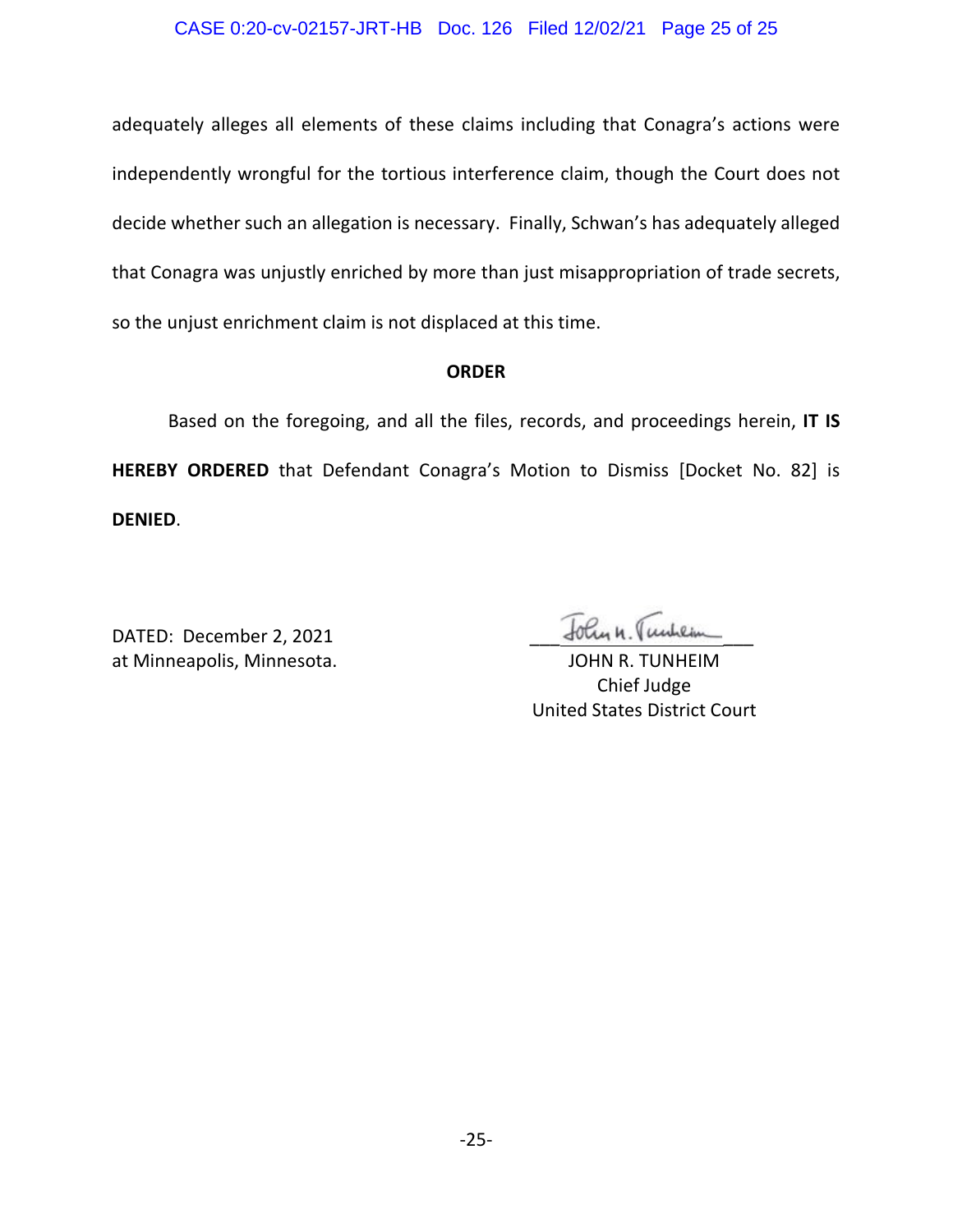adequately alleges all elements of these claims including that Conagra's actions were independently wrongful for the tortious interference claim, though the Court does not decide whether such an allegation is necessary. Finally, Schwan's has adequately alleged that Conagra was unjustly enriched by more than just misappropriation of trade secrets, so the unjust enrichment claim is not displaced at this time.

**ORDER**

Based on the foregoing, and all the files, records, and proceedings herein, **IT IS HEREBY ORDERED** that Defendant Conagra's Motion to Dismiss [Docket No. 82] is **DENIED**.

DATED: December 2, 2021
at Minneapolis, Minnesota.

JOHN R. TUNHEIM
Chief Judge
United States District Court